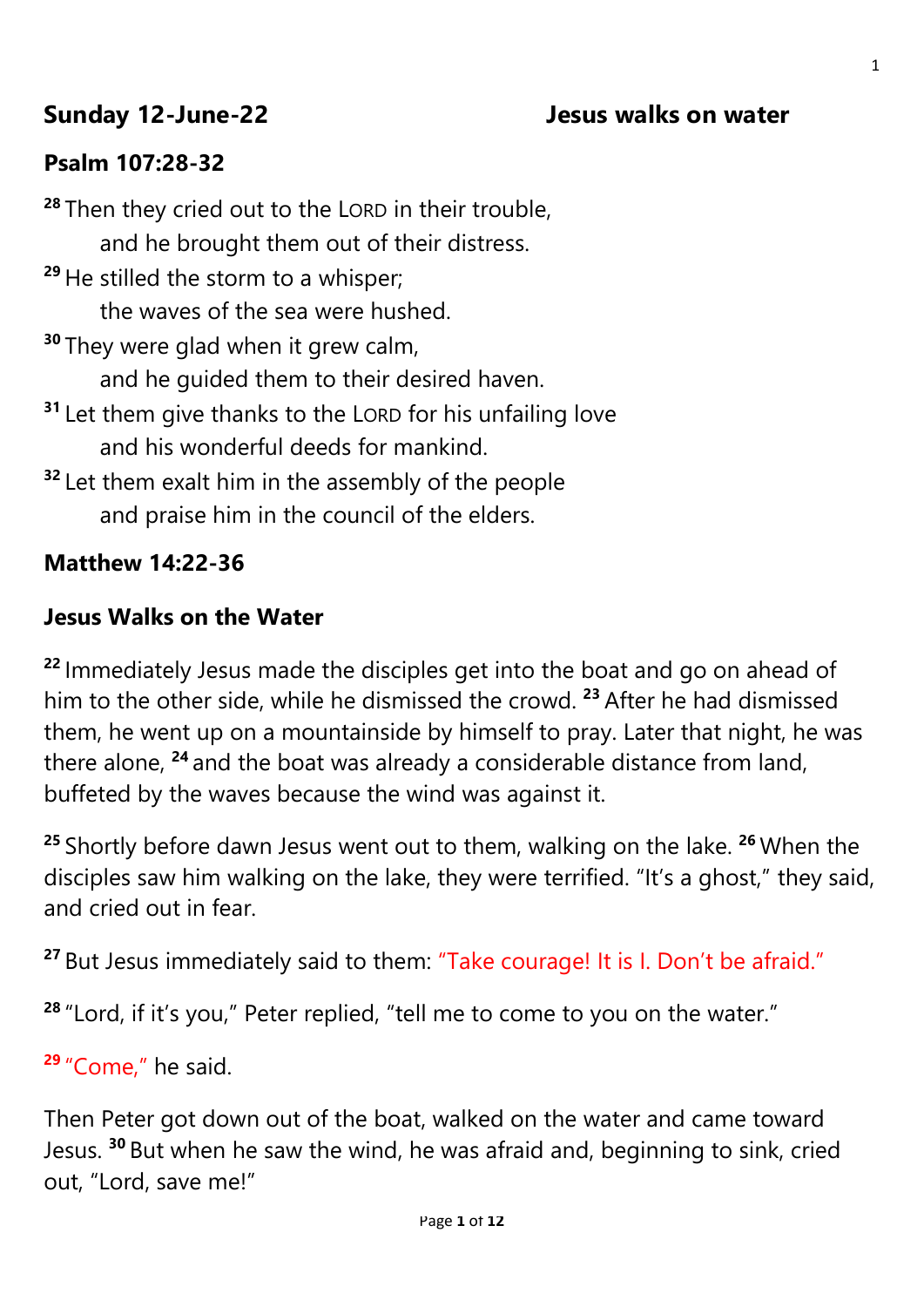**Sunday 12-June-22** **Jesus walks on water**

**Psalm 107:28-32**

[28] Then they cried out to the LORD in their trouble,
    and he brought them out of their distress.
[29] He stilled the storm to a whisper;
    the waves of the sea were hushed.
[30] They were glad when it grew calm,
    and he guided them to their desired haven.
[31] Let them give thanks to the LORD for his unfailing love
    and his wonderful deeds for mankind.
[32] Let them exalt him in the assembly of the people
    and praise him in the council of the elders.

**Matthew 14:22-36**

**Jesus Walks on the Water**

[22] Immediately Jesus made the disciples get into the boat and go on ahead of him to the other side, while he dismissed the crowd. [23] After he had dismissed them, he went up on a mountainside by himself to pray. Later that night, he was there alone, [24] and the boat was already a considerable distance from land, buffeted by the waves because the wind was against it.

[25] Shortly before dawn Jesus went out to them, walking on the lake. [26] When the disciples saw him walking on the lake, they were terrified. "It's a ghost," they said, and cried out in fear.

[27] But Jesus immediately said to them: "Take courage! It is I. Don't be afraid."

[28] "Lord, if it's you," Peter replied, "tell me to come to you on the water."

[29] "Come," he said.

Then Peter got down out of the boat, walked on the water and came toward Jesus. [30] But when he saw the wind, he was afraid and, beginning to sink, cried out, "Lord, save me!"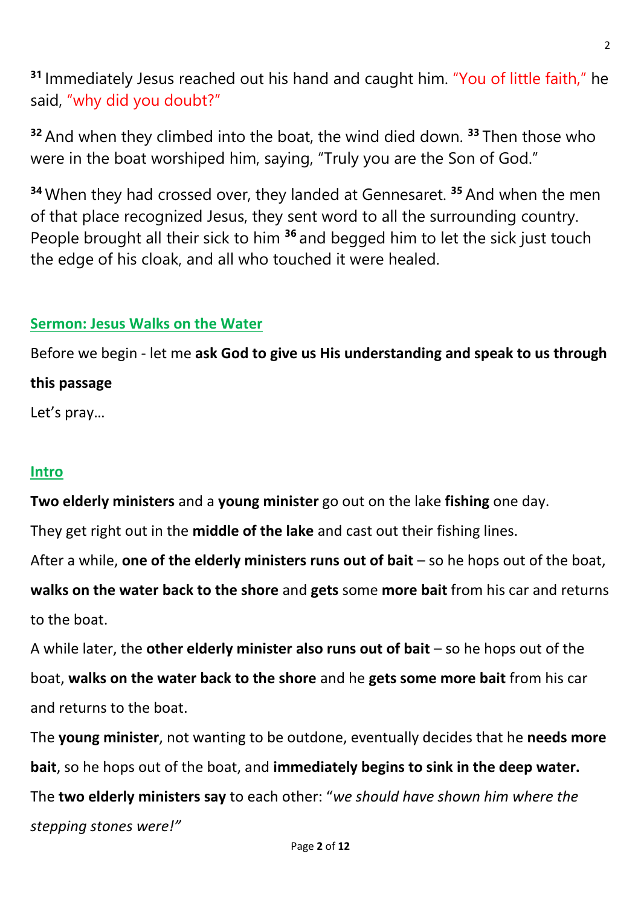[31] Immediately Jesus reached out his hand and caught him. "You of little faith," he said, "why did you doubt?"

[32] And when they climbed into the boat, the wind died down. [33] Then those who were in the boat worshiped him, saying, "Truly you are the Son of God."

[34] When they had crossed over, they landed at Gennesaret. [35] And when the men of that place recognized Jesus, they sent word to all the surrounding country. People brought all their sick to him [36] and begged him to let the sick just touch the edge of his cloak, and all who touched it were healed.

## Sermon: Jesus Walks on the Water

Before we begin - let me **ask God to give us His understanding and speak to us through this passage**

Let's pray…

## Intro

**Two elderly ministers** and a **young minister** go out on the lake **fishing** one day.

They get right out in the **middle of the lake** and cast out their fishing lines.

After a while, **one of the elderly ministers runs out of bait** – so he hops out of the boat, **walks on the water back to the shore** and **gets** some **more bait** from his car and returns to the boat.

A while later, the **other elderly minister also runs out of bait** – so he hops out of the boat, **walks on the water back to the shore** and he **gets some more bait** from his car and returns to the boat.

The **young minister**, not wanting to be outdone, eventually decides that he **needs more bait**, so he hops out of the boat, and **immediately begins to sink in the deep water.**

The **two elderly ministers say** to each other: "*we should have shown him where the stepping stones were!"*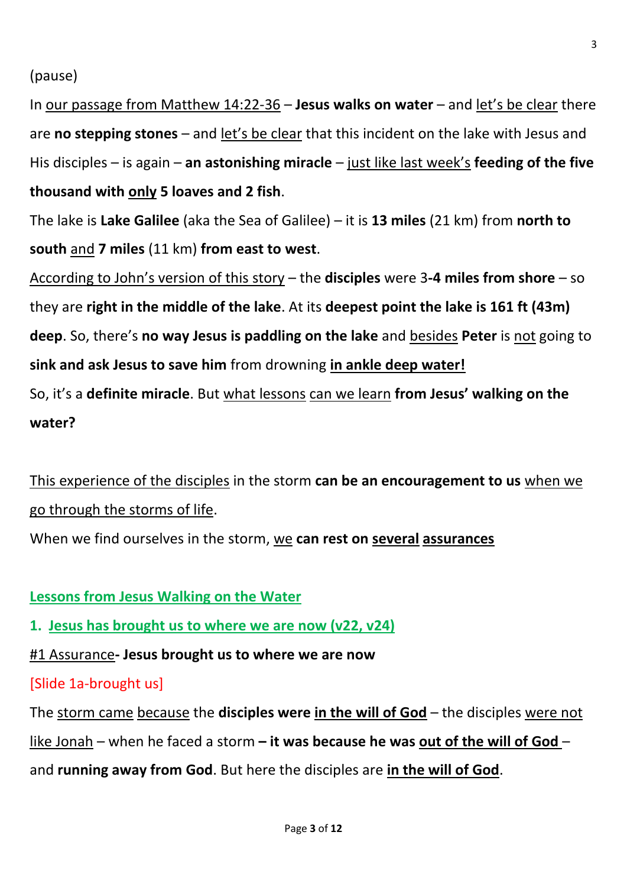(pause)

In our passage from Matthew 14:22-36 – **Jesus walks on water** – and let's be clear there are **no stepping stones** – and let's be clear that this incident on the lake with Jesus and His disciples – is again – **an astonishing miracle** – just like last week's **feeding of the five thousand with only 5 loaves and 2 fish**.

The lake is **Lake Galilee** (aka the Sea of Galilee) – it is **13 miles** (21 km) from **north to south** and **7 miles** (11 km) **from east to west**.

According to John's version of this story – the **disciples** were 3**-4 miles from shore** – so they are **right in the middle of the lake**. At its **deepest point the lake is 161 ft (43m) deep**. So, there's **no way Jesus is paddling on the lake** and besides **Peter** is not going to **sink and ask Jesus to save him** from drowning **in ankle deep water!**

So, it's a **definite miracle**. But what lessons can we learn **from Jesus' walking on the water?**

This experience of the disciples in the storm **can be an encouragement to us** when we go through the storms of life.

When we find ourselves in the storm, we **can rest on several assurances**

## Lessons from Jesus Walking on the Water

### 1. Jesus has brought us to where we are now (v22, v24)

#1 Assurance**- Jesus brought us to where we are now**

[Slide 1a-brought us]

The storm came because the **disciples were in the will of God** – the disciples were not like Jonah – when he faced a storm **– it was because he was out of the will of God** – and **running away from God**. But here the disciples are **in the will of God**.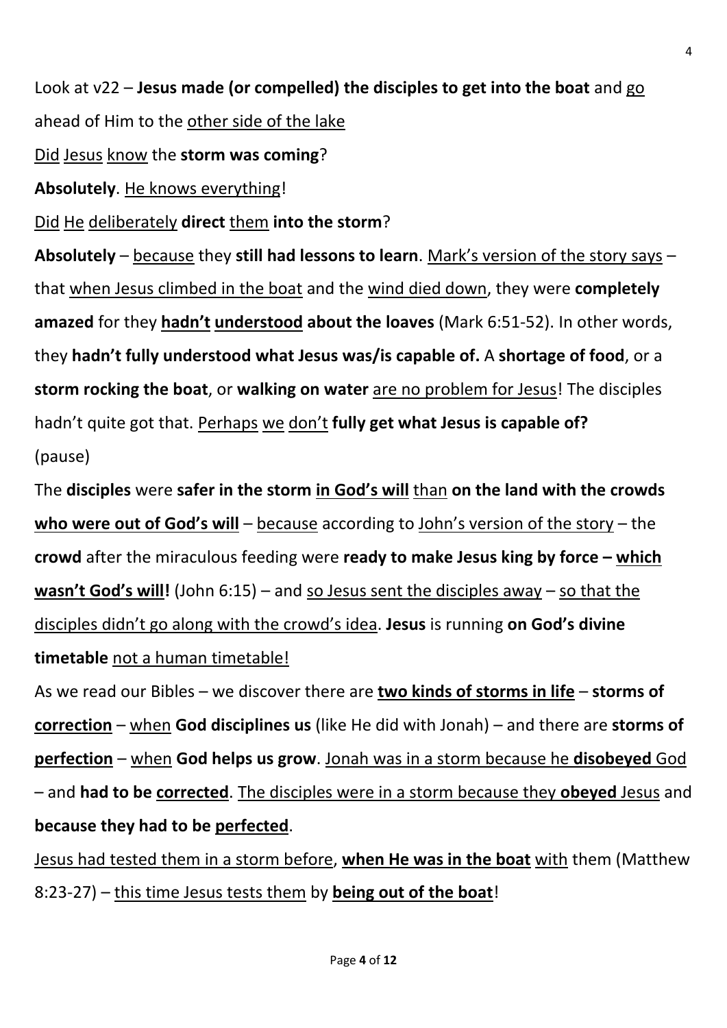Look at v22 – **Jesus made (or compelled) the disciples to get into the boat** and <u>go</u> ahead of Him to the <u>other side of the lake</u>

<u>Did</u> <u>Jesus</u> <u>know</u> the **storm was coming**?

**Absolutely**. <u>He knows everything</u>!

<u>Did</u> <u>He</u> <u>deliberately</u> **direct** <u>them</u> **into the storm**?

**Absolutely** – <u>because</u> they **still had lessons to learn**. <u>Mark's version of the story says</u> – that <u>when Jesus climbed in the boat</u> and the <u>wind died down</u>, they were **completely amazed** for they **<u>hadn't</u> <u>understood</u> about the loaves** (Mark 6:51-52). In other words, they **hadn't fully understood what Jesus was/is capable of.** A **shortage of food**, or a **storm rocking the boat**, or **walking on water** <u>are no problem for Jesus</u>! The disciples hadn't quite got that. <u>Perhaps</u> <u>we</u> <u>don't</u> **fully get what Jesus is capable of?**

(pause)

The **disciples** were **safer in the storm <u>in God's will</u>** <u>than</u> **on the land with the crowds <u>who were out of God's will</u>** – <u>because</u> according to <u>John's version of the story</u> – the **crowd** after the miraculous feeding were **ready to make Jesus king by force – <u>which wasn't God's will!</u>** (John 6:15) – and <u>so Jesus sent the disciples away</u> – <u>so that the disciples didn't go along with the crowd's idea</u>. **Jesus** is running **on God's divine timetable** <u>not a human timetable!</u>

As we read our Bibles – we discover there are **<u>two kinds of storms in life</u>** – **storms of <u>correction</u>** – <u>when</u> **God disciplines us** (like He did with Jonah) – and there are **storms of <u>perfection</u>** – <u>when</u> **God helps us grow**. <u>Jonah was in a storm because he **disobeyed** God</u> – and **had to be <u>corrected</u>**. <u>The disciples were in a storm because they **obeyed** Jesus</u> and **because they had to be <u>perfected</u>**.

<u>Jesus had tested them in a storm before</u>, **<u>when He was in the boat</u>** <u>with</u> them (Matthew 8:23-27) – <u>this time Jesus tests them</u> by **<u>being out of the boat</u>**!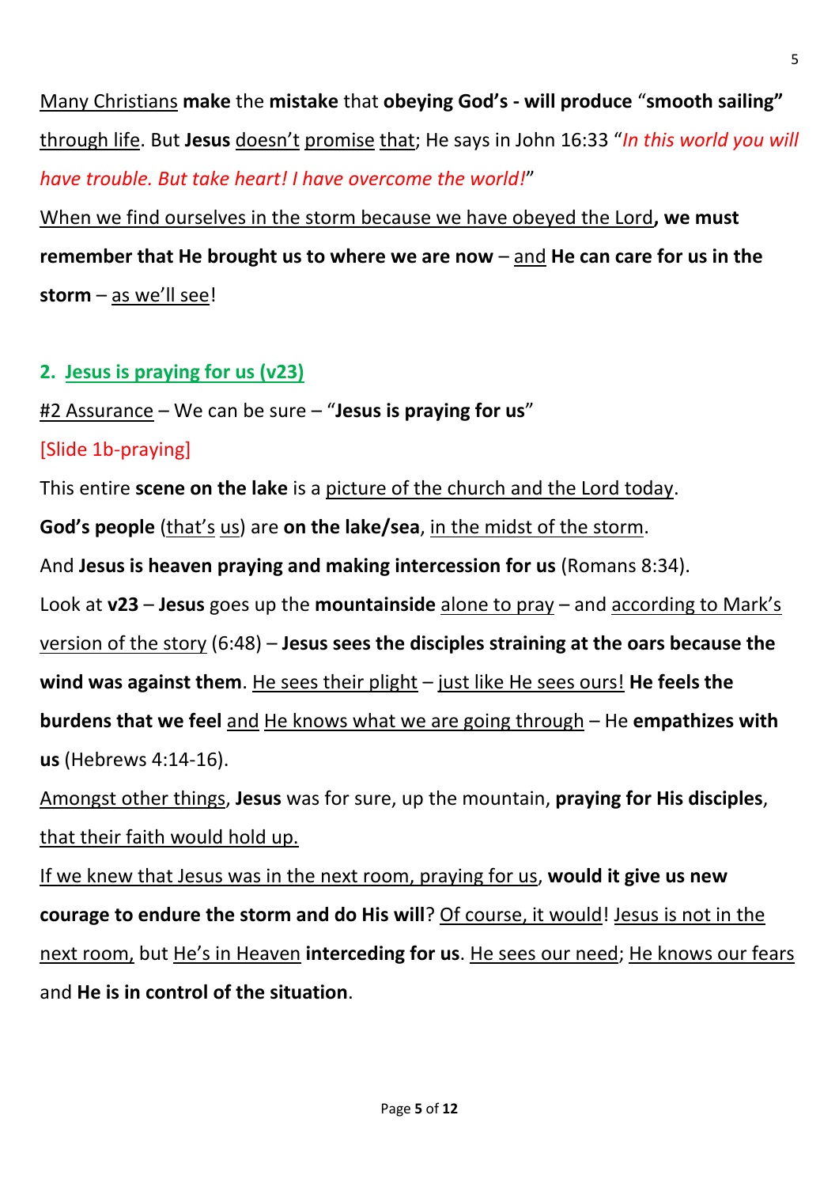Many Christians **make** the **mistake** that **obeying God's - will produce** "**smooth sailing"** through life. But **Jesus** doesn't promise that; He says in John 16:33 "*In this world you will have trouble. But take heart! I have overcome the world!*"

When we find ourselves in the storm because we have obeyed the Lord**, we must remember that He brought us to where we are now** – and **He can care for us in the storm** – as we'll see!

## 2. Jesus is praying for us (v23)

#2 Assurance – We can be sure – "**Jesus is praying for us**"

[Slide 1b-praying]

This entire **scene on the lake** is a picture of the church and the Lord today.

**God's people** (that's us) are **on the lake/sea**, in the midst of the storm.

And **Jesus is heaven praying and making intercession for us** (Romans 8:34).

Look at **v23** – **Jesus** goes up the **mountainside** alone to pray – and according to Mark's version of the story (6:48) – **Jesus sees the disciples straining at the oars because the wind was against them**. He sees their plight – just like He sees ours! **He feels the burdens that we feel** and He knows what we are going through – He **empathizes with us** (Hebrews 4:14-16).

Amongst other things, **Jesus** was for sure, up the mountain, **praying for His disciples**, that their faith would hold up.

If we knew that Jesus was in the next room, praying for us, **would it give us new courage to endure the storm and do His will**? Of course, it would! Jesus is not in the next room, but He's in Heaven **interceding for us**. He sees our need; He knows our fears and **He is in control of the situation**.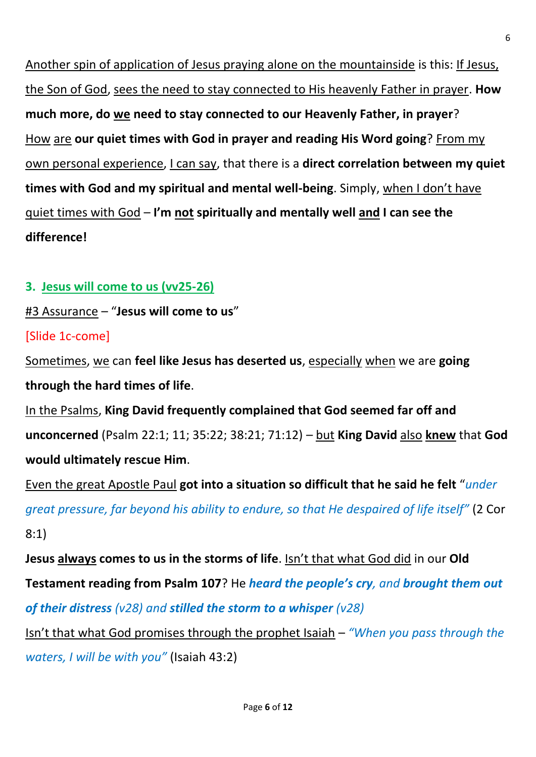Another spin of application of Jesus praying alone on the mountainside is this: If Jesus, the Son of God, sees the need to stay connected to His heavenly Father in prayer. **How much more, do we need to stay connected to our Heavenly Father, in prayer**? How are **our quiet times with God in prayer and reading His Word going**? From my own personal experience, I can say, that there is a **direct correlation between my quiet times with God and my spiritual and mental well-being**. Simply, when I don't have quiet times with God – **I'm not spiritually and mentally well and I can see the difference!**

### 3. Jesus will come to us (vv25-26)

#3 Assurance – "**Jesus will come to us**"

[Slide 1c-come]

Sometimes, we can **feel like Jesus has deserted us**, especially when we are **going through the hard times of life**.

In the Psalms, **King David frequently complained that God seemed far off and unconcerned** (Psalm 22:1; 11; 35:22; 38:21; 71:12) – but **King David** also **knew** that **God would ultimately rescue Him**.

Even the great Apostle Paul **got into a situation so difficult that he said he felt** "*under great pressure, far beyond his ability to endure, so that He despaired of life itself"* (2 Cor 8:1)

**Jesus always comes to us in the storms of life**. Isn't that what God did in our **Old Testament reading from Psalm 107**? He ***heard the people's cry****, and* ***brought them out of their distress*** *(v28) and* ***stilled the storm to a whisper*** *(v28)*

Isn't that what God promises through the prophet Isaiah – *"When you pass through the waters, I will be with you"* (Isaiah 43:2)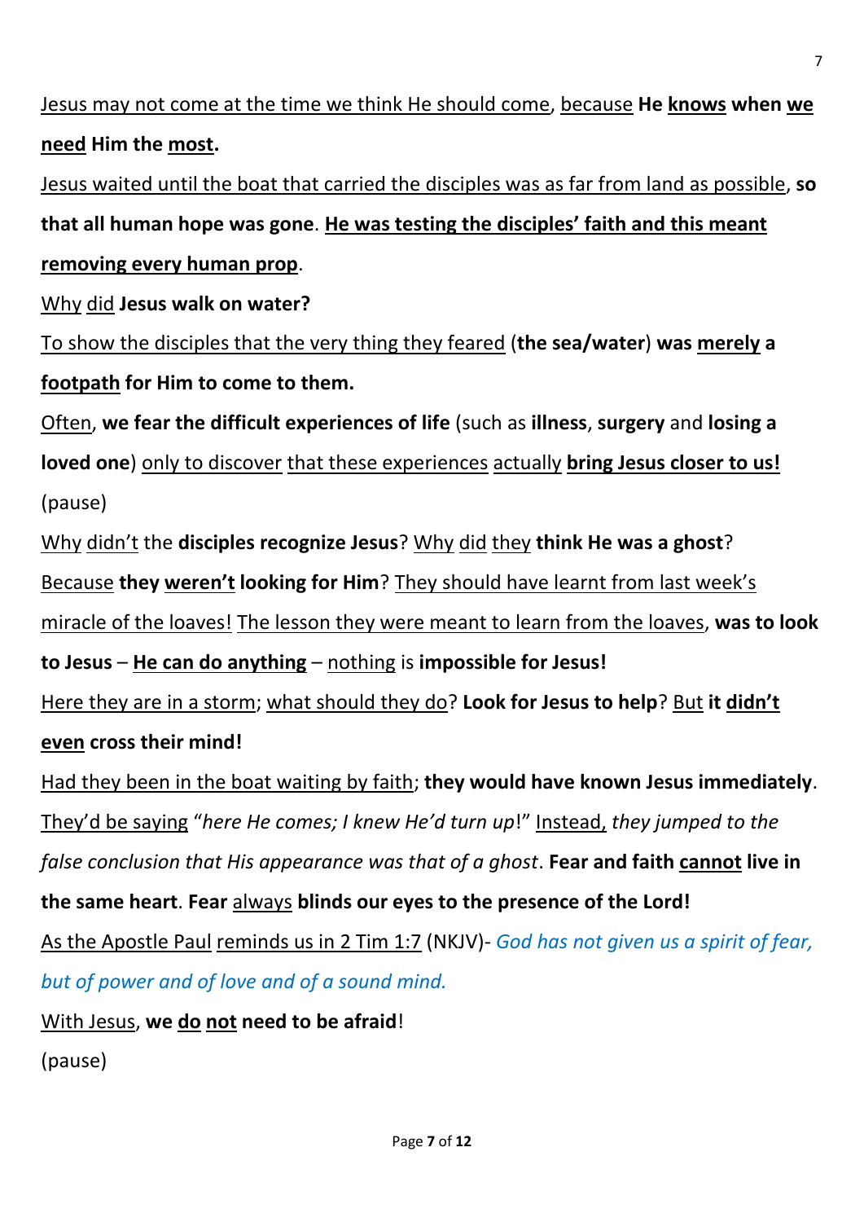Jesus may not come at the time we think He should come, because **He knows when we need Him the most.**

Jesus waited until the boat that carried the disciples was as far from land as possible, **so that all human hope was gone**. **He was testing the disciples' faith and this meant removing every human prop**.

Why did **Jesus walk on water?**

To show the disciples that the very thing they feared (**the sea/water**) **was merely a footpath for Him to come to them.**

Often, **we fear the difficult experiences of life** (such as **illness**, **surgery** and **losing a loved one**) only to discover that these experiences actually **bring Jesus closer to us!**

(pause)

Why didn't the **disciples recognize Jesus**? Why did they **think He was a ghost**?

Because **they weren't looking for Him**? They should have learnt from last week's miracle of the loaves! The lesson they were meant to learn from the loaves, **was to look to Jesus** – **He can do anything** – nothing is **impossible for Jesus!**

Here they are in a storm; what should they do? **Look for Jesus to help**? But **it didn't even cross their mind!**

Had they been in the boat waiting by faith; **they would have known Jesus immediately**. They'd be saying "*here He comes; I knew He'd turn up*!" Instead, *they jumped to the false conclusion that His appearance was that of a ghost*. **Fear and faith cannot live in the same heart**. **Fear** always **blinds our eyes to the presence of the Lord!**

As the Apostle Paul reminds us in 2 Tim 1:7 (NKJV)- *God has not given us a spirit of fear, but of power and of love and of a sound mind.*

With Jesus, **we do not need to be afraid**!

(pause)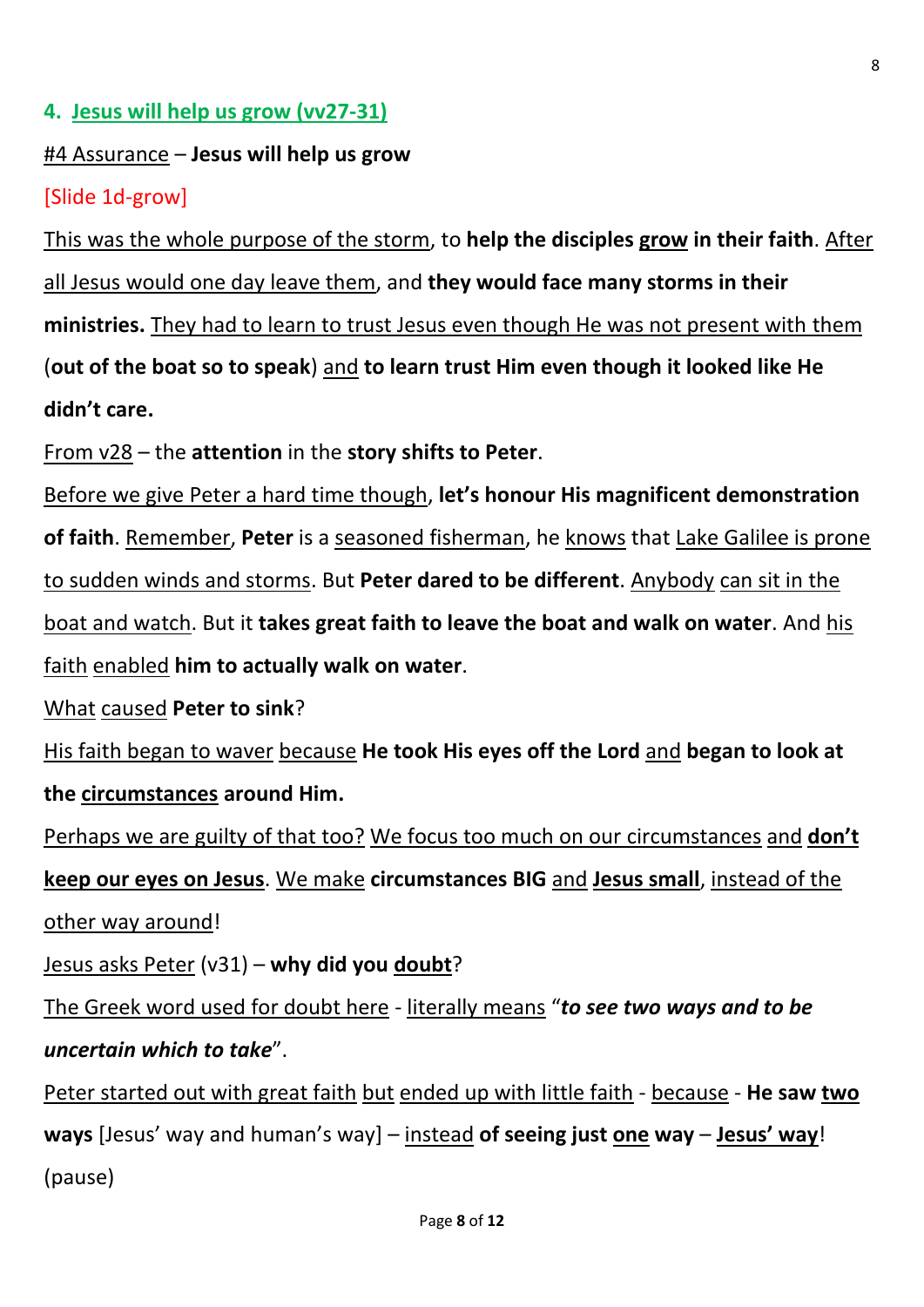## 4. Jesus will help us grow (vv27-31)

#4 Assurance – **Jesus will help us grow**

[Slide 1d-grow]

This was the whole purpose of the storm, to **help the disciples grow in their faith**. After all Jesus would one day leave them, and **they would face many storms in their ministries.** They had to learn to trust Jesus even though He was not present with them (**out of the boat so to speak**) and **to learn trust Him even though it looked like He didn't care.**

From v28 – the **attention** in the **story shifts to Peter**.

Before we give Peter a hard time though, **let's honour His magnificent demonstration of faith**. Remember, **Peter** is a seasoned fisherman, he knows that Lake Galilee is prone to sudden winds and storms. But **Peter dared to be different**. Anybody can sit in the boat and watch. But it **takes great faith to leave the boat and walk on water**. And his faith enabled **him to actually walk on water**.

What caused **Peter to sink**?

His faith began to waver because **He took His eyes off the Lord** and **began to look at the circumstances around Him.**

Perhaps we are guilty of that too? We focus too much on our circumstances and **don't keep our eyes on Jesus**. We make **circumstances BIG** and **Jesus small**, instead of the other way around!

Jesus asks Peter (v31) – **why did you doubt**?

The Greek word used for doubt here - literally means "***to see two ways and to be uncertain which to take***".

Peter started out with great faith but ended up with little faith - because - **He saw two ways** [Jesus' way and human's way] – instead **of seeing just one way** – **Jesus' way**! (pause)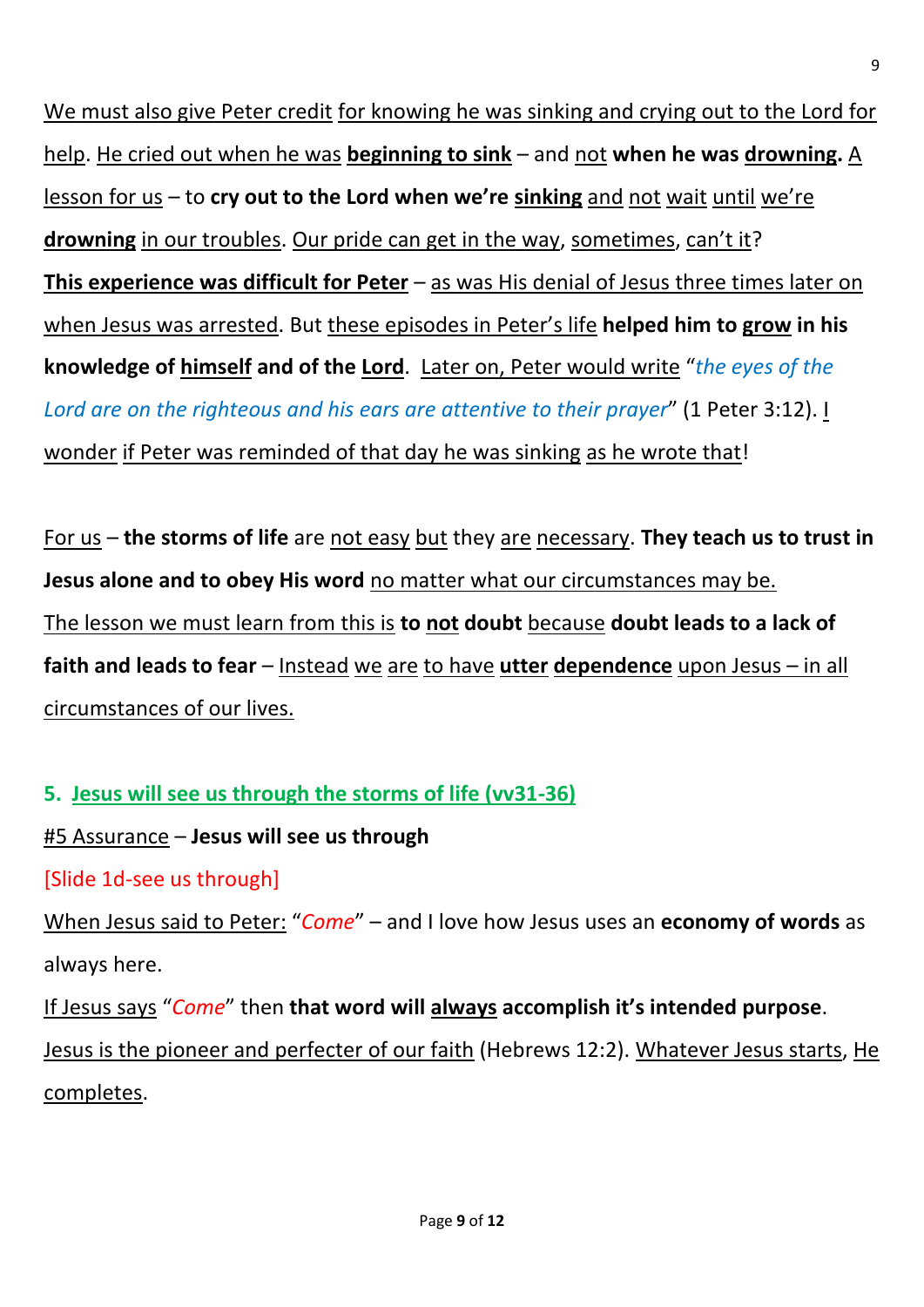We must also give Peter credit for knowing he was sinking and crying out to the Lord for help. He cried out when he was **beginning to sink** – and not **when he was drowning.** A lesson for us – to **cry out to the Lord when we're sinking** and not wait until we're **drowning** in our troubles. Our pride can get in the way, sometimes, can't it?

**This experience was difficult for Peter** – as was His denial of Jesus three times later on when Jesus was arrested. But these episodes in Peter's life **helped him to grow in his knowledge of himself and of the Lord**. Later on, Peter would write "*the eyes of the Lord are on the righteous and his ears are attentive to their prayer*" (1 Peter 3:12). I wonder if Peter was reminded of that day he was sinking as he wrote that!

For us – **the storms of life** are not easy but they are necessary. **They teach us to trust in Jesus alone and to obey His word** no matter what our circumstances may be.

The lesson we must learn from this is **to not doubt** because **doubt leads to a lack of faith and leads to fear** – Instead we are to have **utter dependence** upon Jesus – in all circumstances of our lives.

### 5. Jesus will see us through the storms of life (vv31-36)

#5 Assurance – **Jesus will see us through**

[Slide 1d-see us through]

When Jesus said to Peter: "*Come*" – and I love how Jesus uses an **economy of words** as always here.

If Jesus says "*Come*" then **that word will always accomplish it's intended purpose**.

Jesus is the pioneer and perfecter of our faith (Hebrews 12:2). Whatever Jesus starts, He completes.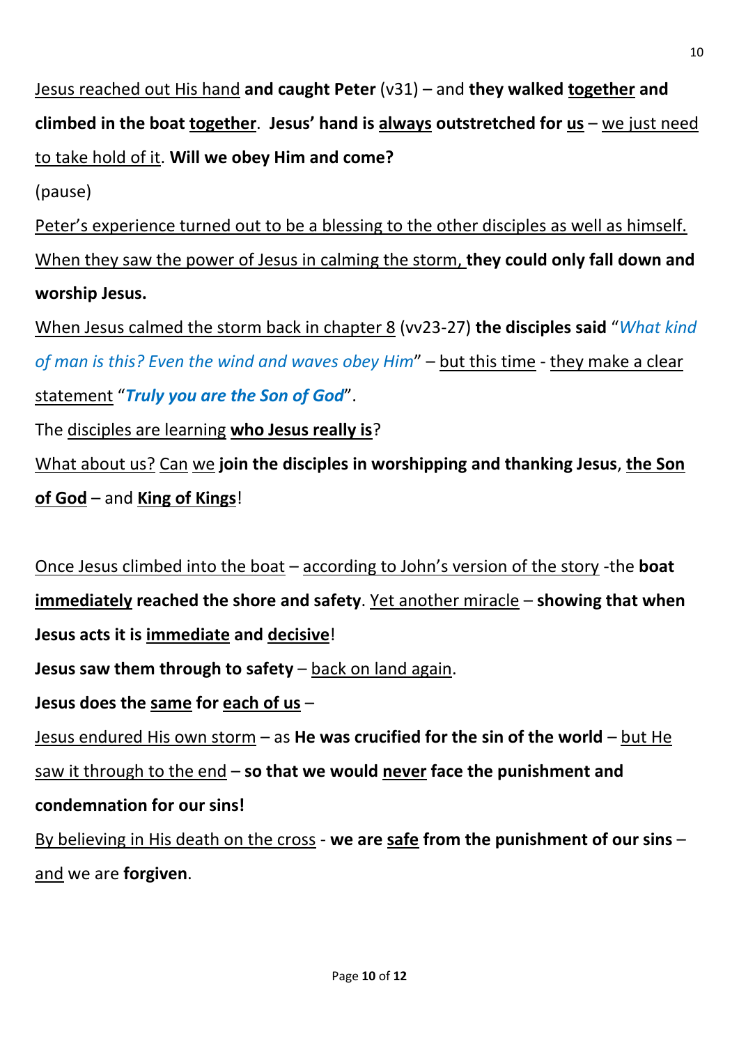Jesus reached out His hand **and caught Peter** (v31) – and **they walked together and climbed in the boat together**. **Jesus' hand is always outstretched for us** – we just need to take hold of it. **Will we obey Him and come?**

(pause)

Peter's experience turned out to be a blessing to the other disciples as well as himself. When they saw the power of Jesus in calming the storm, **they could only fall down and worship Jesus.**

When Jesus calmed the storm back in chapter 8 (vv23-27) **the disciples said** "*What kind of man is this? Even the wind and waves obey Him*" – but this time - they make a clear statement "***Truly you are the Son of God***".

The disciples are learning **who Jesus really is**?

What about us? Can we **join the disciples in worshipping and thanking Jesus**, **the Son of God** – and **King of Kings**!

Once Jesus climbed into the boat – according to John's version of the story -the **boat immediately reached the shore and safety**. Yet another miracle – **showing that when Jesus acts it is immediate and decisive**!

**Jesus saw them through to safety** – back on land again.

**Jesus does the same for each of us** –

Jesus endured His own storm – as **He was crucified for the sin of the world** – but He saw it through to the end – **so that we would never face the punishment and condemnation for our sins!**

By believing in His death on the cross - **we are safe from the punishment of our sins** – and we are **forgiven**.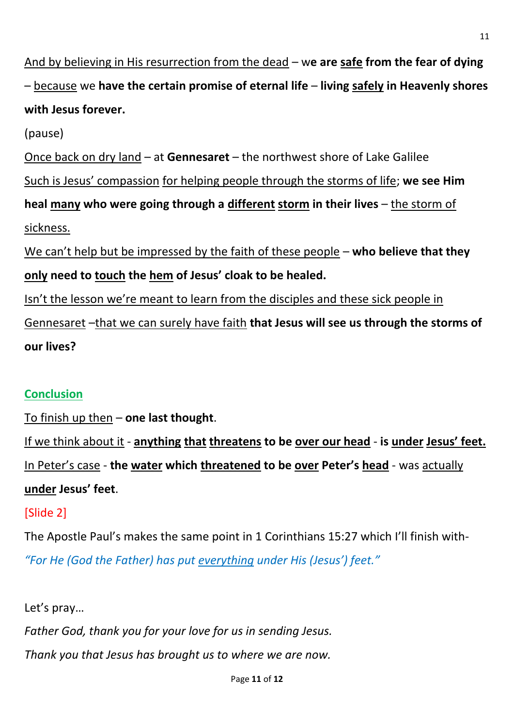And by believing in His resurrection from the dead – w**e are safe from the fear of dying** – because we **have the certain promise of eternal life** – **living safely in Heavenly shores with Jesus forever.**

(pause)

Once back on dry land – at **Gennesaret** – the northwest shore of Lake Galilee

Such is Jesus' compassion for helping people through the storms of life; **we see Him heal many who were going through a different storm in their lives** – the storm of sickness.

We can't help but be impressed by the faith of these people – **who believe that they only need to touch the hem of Jesus' cloak to be healed.**

Isn't the lesson we're meant to learn from the disciples and these sick people in Gennesaret –that we can surely have faith **that Jesus will see us through the storms of our lives?**

## Conclusion

To finish up then – **one last thought**.

If we think about it - **anything that threatens to be over our head** - **is under Jesus' feet.**

In Peter's case - **the water which threatened to be over Peter's head** - was actually **under Jesus' feet**.

[Slide 2]

The Apostle Paul's makes the same point in 1 Corinthians 15:27 which I'll finish with-

*"For He (God the Father) has put everything under His (Jesus') feet."*

Let's pray…

*Father God, thank you for your love for us in sending Jesus.*

*Thank you that Jesus has brought us to where we are now.*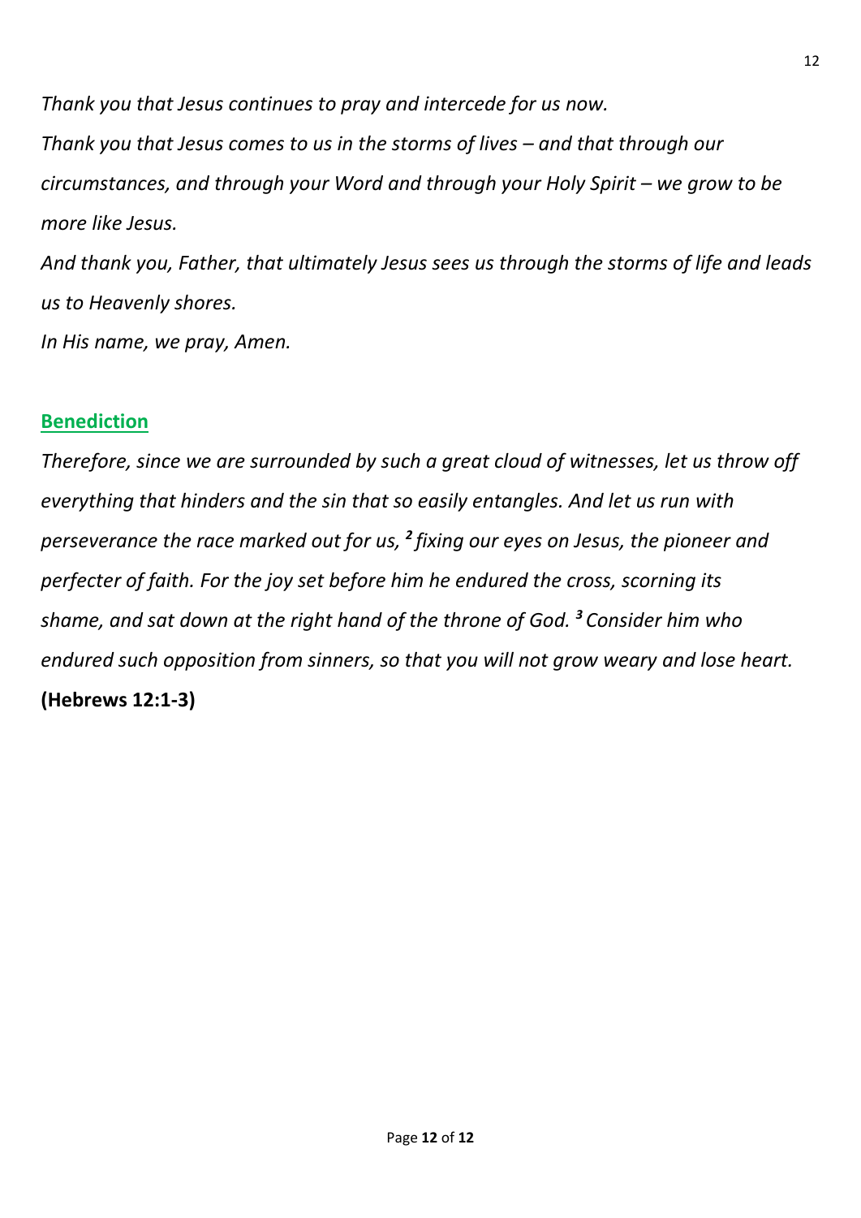*Thank you that Jesus continues to pray and intercede for us now.*

*Thank you that Jesus comes to us in the storms of lives – and that through our circumstances, and through your Word and through your Holy Spirit – we grow to be more like Jesus.*

*And thank you, Father, that ultimately Jesus sees us through the storms of life and leads us to Heavenly shores.*

*In His name, we pray, Amen.*

## Benediction

*Therefore, since we are surrounded by such a great cloud of witnesses, let us throw off everything that hinders and the sin that so easily entangles. And let us run with perseverance the race marked out for us, **2** fixing our eyes on Jesus, the pioneer and perfecter of faith. For the joy set before him he endured the cross, scorning its shame, and sat down at the right hand of the throne of God. **3** Consider him who endured such opposition from sinners, so that you will not grow weary and lose heart.*
**(Hebrews 12:1-3)**